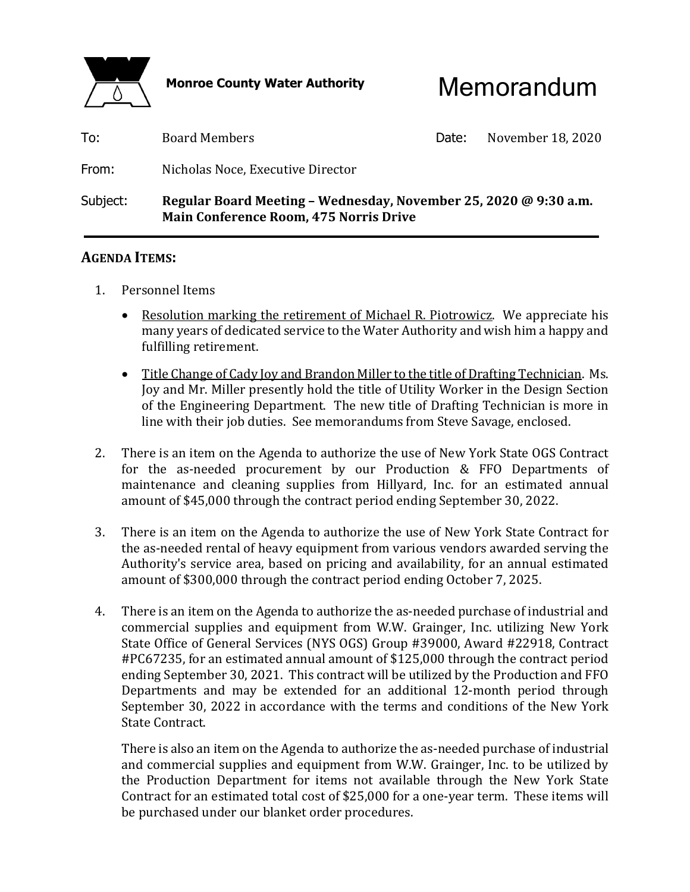**Monroe County Water Authority**

# Memorandum

| | | | |
|---|---|---|---|
| To: | Board Members | Date: | November 18, 2020 |
| From: | Nicholas Noce, Executive Director | | |
| Subject: | **Regular Board Meeting – Wednesday, November 25, 2020 @ 9:30 a.m. Main Conference Room, 475 Norris Drive** | | |

## AGENDA ITEMS:

1. Personnel Items

   - Resolution marking the retirement of Michael R. Piotrowicz. We appreciate his many years of dedicated service to the Water Authority and wish him a happy and fulfilling retirement.

   - Title Change of Cady Joy and Brandon Miller to the title of Drafting Technician. Ms. Joy and Mr. Miller presently hold the title of Utility Worker in the Design Section of the Engineering Department. The new title of Drafting Technician is more in line with their job duties. See memorandums from Steve Savage, enclosed.

2. There is an item on the Agenda to authorize the use of New York State OGS Contract for the as-needed procurement by our Production & FFO Departments of maintenance and cleaning supplies from Hillyard, Inc. for an estimated annual amount of $45,000 through the contract period ending September 30, 2022.

3. There is an item on the Agenda to authorize the use of New York State Contract for the as-needed rental of heavy equipment from various vendors awarded serving the Authority's service area, based on pricing and availability, for an annual estimated amount of $300,000 through the contract period ending October 7, 2025.

4. There is an item on the Agenda to authorize the as-needed purchase of industrial and commercial supplies and equipment from W.W. Grainger, Inc. utilizing New York State Office of General Services (NYS OGS) Group #39000, Award #22918, Contract #PC67235, for an estimated annual amount of $125,000 through the contract period ending September 30, 2021. This contract will be utilized by the Production and FFO Departments and may be extended for an additional 12-month period through September 30, 2022 in accordance with the terms and conditions of the New York State Contract.

   There is also an item on the Agenda to authorize the as-needed purchase of industrial and commercial supplies and equipment from W.W. Grainger, Inc. to be utilized by the Production Department for items not available through the New York State Contract for an estimated total cost of $25,000 for a one-year term. These items will be purchased under our blanket order procedures.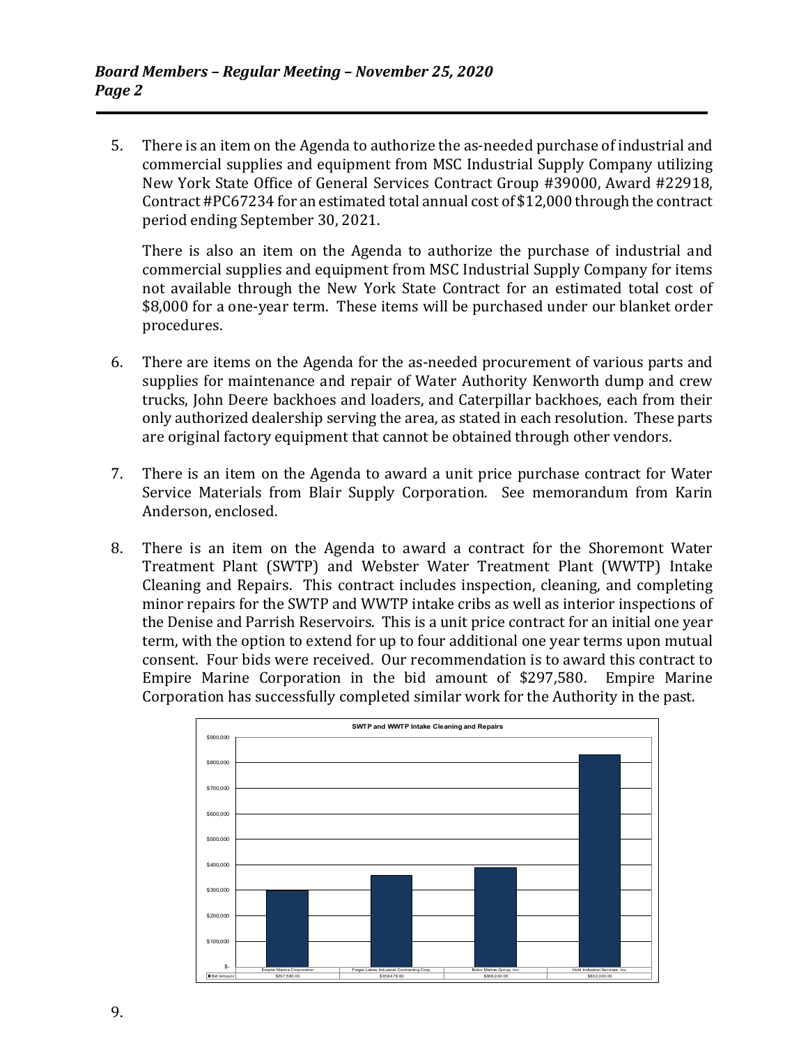5. There is an item on the Agenda to authorize the as-needed purchase of industrial and commercial supplies and equipment from MSC Industrial Supply Company utilizing New York State Office of General Services Contract Group #39000, Award #22918, Contract #PC67234 for an estimated total annual cost of $12,000 through the contract period ending September 30, 2021.

   There is also an item on the Agenda to authorize the purchase of industrial and commercial supplies and equipment from MSC Industrial Supply Company for items not available through the New York State Contract for an estimated total cost of $8,000 for a one-year term. These items will be purchased under our blanket order procedures.

6. There are items on the Agenda for the as-needed procurement of various parts and supplies for maintenance and repair of Water Authority Kenworth dump and crew trucks, John Deere backhoes and loaders, and Caterpillar backhoes, each from their only authorized dealership serving the area, as stated in each resolution. These parts are original factory equipment that cannot be obtained through other vendors.

7. There is an item on the Agenda to award a unit price purchase contract for Water Service Materials from Blair Supply Corporation. See memorandum from Karin Anderson, enclosed.

8. There is an item on the Agenda to award a contract for the Shoremont Water Treatment Plant (SWTP) and Webster Water Treatment Plant (WWTP) Intake Cleaning and Repairs. This contract includes inspection, cleaning, and completing minor repairs for the SWTP and WWTP intake cribs as well as interior inspections of the Denise and Parrish Reservoirs. This is a unit price contract for an initial one year term, with the option to extend for up to four additional one year terms upon mutual consent. Four bids were received. Our recommendation is to award this contract to Empire Marine Corporation in the bid amount of $297,580. Empire Marine Corporation has successfully completed similar work for the Authority in the past.

**SWTP and WWTP Intake Cleaning and Repairs**

| | Empire Marine Corporation | Finger Lakes Industrial Contracting Corp. | Bidco Marine Group, Inc. | Hohl Industrial Services, Inc. |
|---|---|---|---|---|
| Bid Amount | $297,580.00 | $358,479.80 | $388,030.00 | $832,300.00 |

9.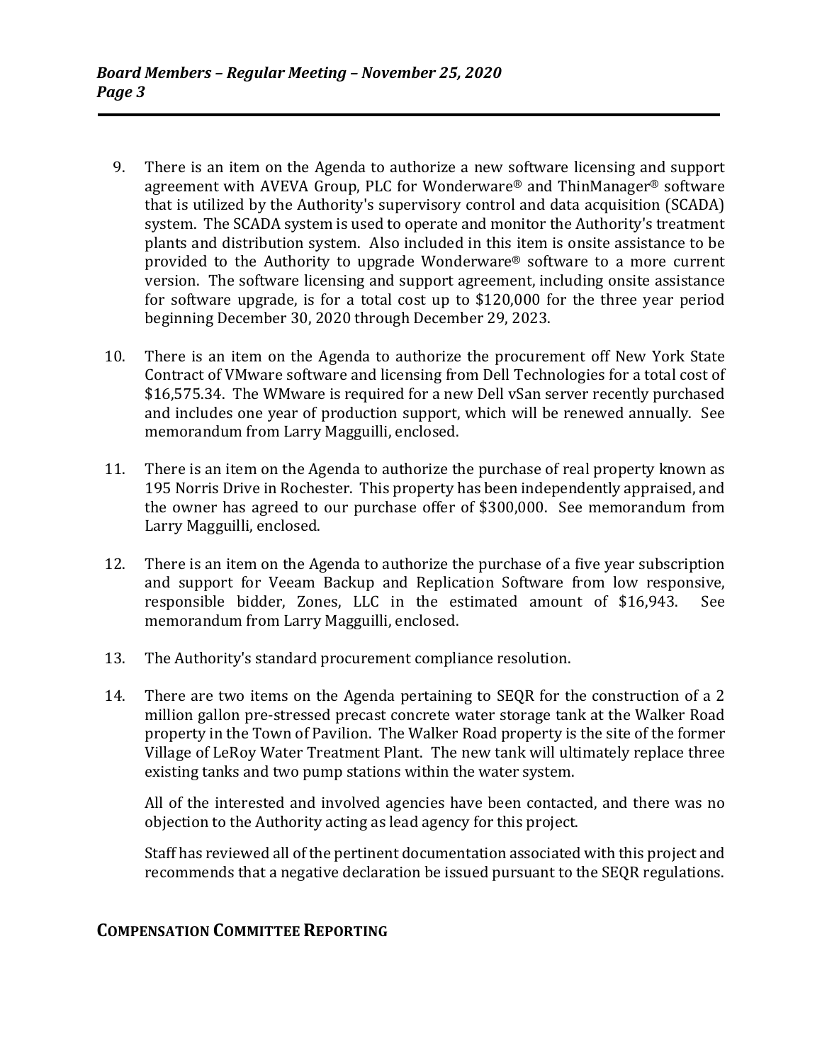9. There is an item on the Agenda to authorize a new software licensing and support agreement with AVEVA Group, PLC for Wonderware® and ThinManager® software that is utilized by the Authority's supervisory control and data acquisition (SCADA) system. The SCADA system is used to operate and monitor the Authority's treatment plants and distribution system. Also included in this item is onsite assistance to be provided to the Authority to upgrade Wonderware® software to a more current version. The software licensing and support agreement, including onsite assistance for software upgrade, is for a total cost up to $120,000 for the three year period beginning December 30, 2020 through December 29, 2023.

10. There is an item on the Agenda to authorize the procurement off New York State Contract of VMware software and licensing from Dell Technologies for a total cost of $16,575.34. The WMware is required for a new Dell vSan server recently purchased and includes one year of production support, which will be renewed annually. See memorandum from Larry Magguilli, enclosed.

11. There is an item on the Agenda to authorize the purchase of real property known as 195 Norris Drive in Rochester. This property has been independently appraised, and the owner has agreed to our purchase offer of $300,000. See memorandum from Larry Magguilli, enclosed.

12. There is an item on the Agenda to authorize the purchase of a five year subscription and support for Veeam Backup and Replication Software from low responsive, responsible bidder, Zones, LLC in the estimated amount of $16,943. See memorandum from Larry Magguilli, enclosed.

13. The Authority's standard procurement compliance resolution.

14. There are two items on the Agenda pertaining to SEQR for the construction of a 2 million gallon pre-stressed precast concrete water storage tank at the Walker Road property in the Town of Pavilion. The Walker Road property is the site of the former Village of LeRoy Water Treatment Plant. The new tank will ultimately replace three existing tanks and two pump stations within the water system.

    All of the interested and involved agencies have been contacted, and there was no objection to the Authority acting as lead agency for this project.

    Staff has reviewed all of the pertinent documentation associated with this project and recommends that a negative declaration be issued pursuant to the SEQR regulations.

## Compensation Committee Reporting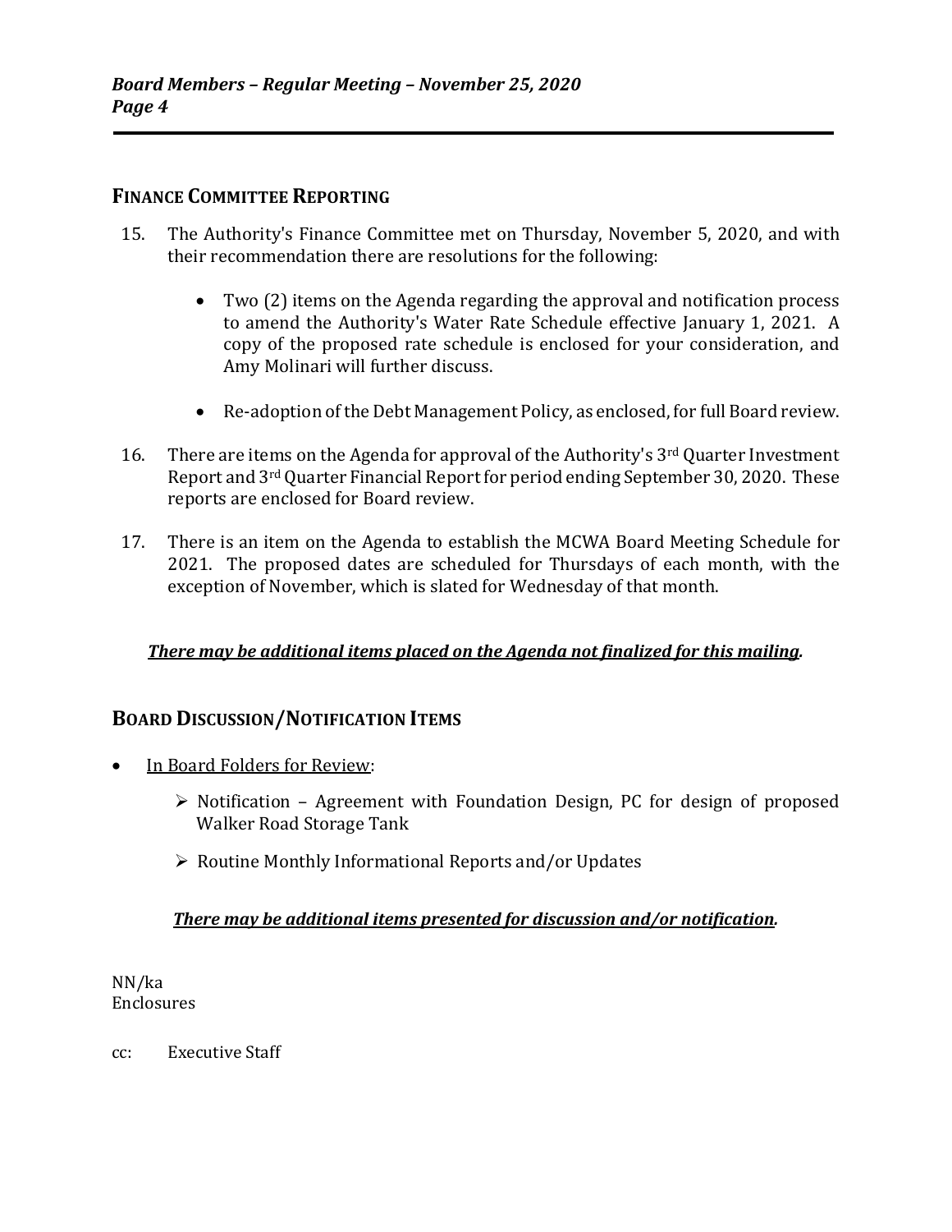## FINANCE COMMITTEE REPORTING

15. The Authority's Finance Committee met on Thursday, November 5, 2020, and with their recommendation there are resolutions for the following:

    - Two (2) items on the Agenda regarding the approval and notification process to amend the Authority's Water Rate Schedule effective January 1, 2021. A copy of the proposed rate schedule is enclosed for your consideration, and Amy Molinari will further discuss.

    - Re-adoption of the Debt Management Policy, as enclosed, for full Board review.

16. There are items on the Agenda for approval of the Authority's 3rd Quarter Investment Report and 3rd Quarter Financial Report for period ending September 30, 2020. These reports are enclosed for Board review.

17. There is an item on the Agenda to establish the MCWA Board Meeting Schedule for 2021. The proposed dates are scheduled for Thursdays of each month, with the exception of November, which is slated for Wednesday of that month.

***<u>There may be additional items placed on the Agenda not finalized for this mailing</u>.***

## BOARD DISCUSSION/NOTIFICATION ITEMS

- <u>In Board Folders for Review</u>:
  - Notification – Agreement with Foundation Design, PC for design of proposed Walker Road Storage Tank
  - Routine Monthly Informational Reports and/or Updates

***<u>There may be additional items presented for discussion and/or notification</u>.***

NN/ka
Enclosures

cc: Executive Staff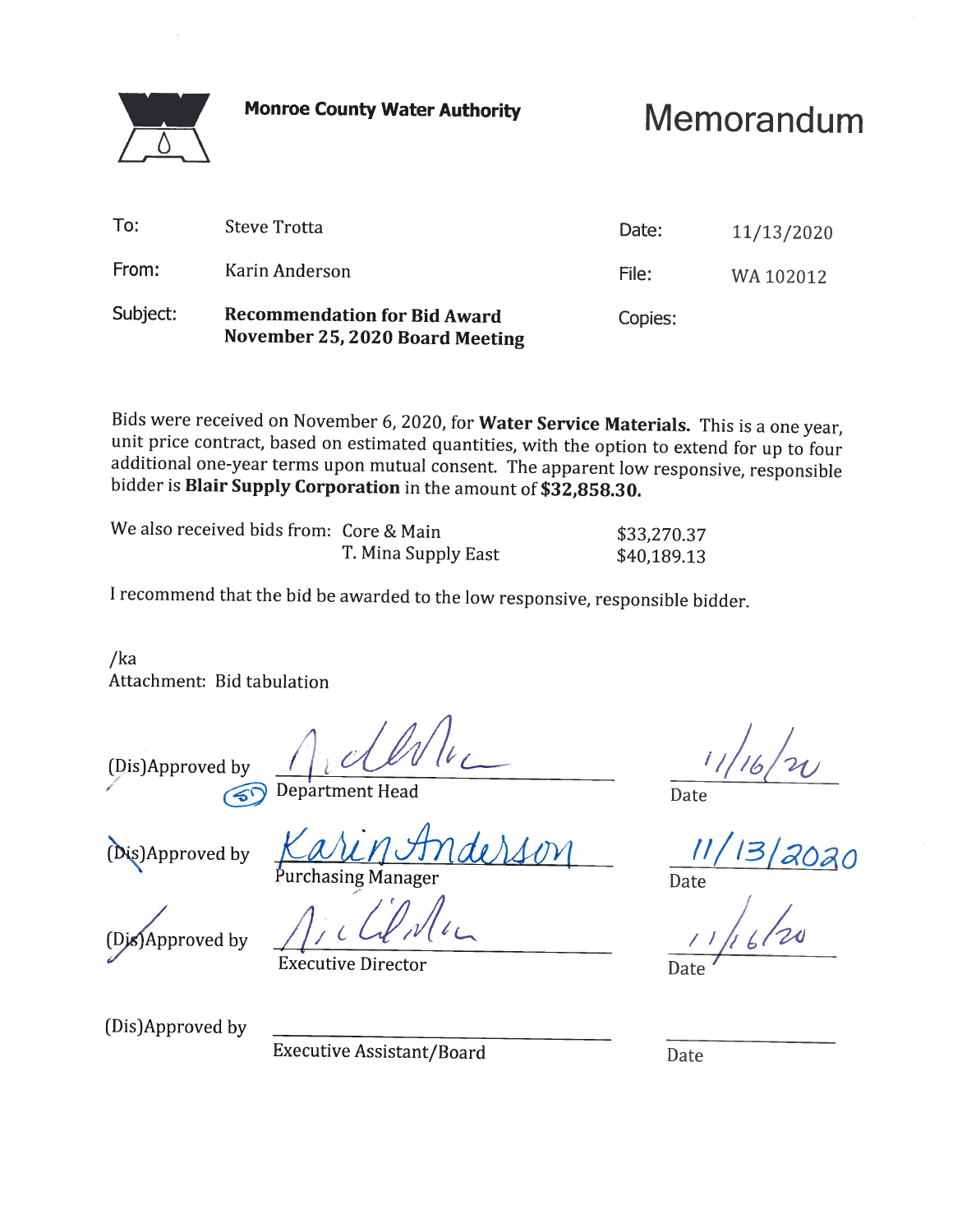**Monroe County Water Authority**

# Memorandum

| | | | |
|---|---|---|---|
| To: | Steve Trotta | Date: | 11/13/2020 |
| From: | Karin Anderson | File: | WA 102012 |
| Subject: | **Recommendation for Bid Award November 25, 2020 Board Meeting** | Copies: | |

Bids were received on November 6, 2020, for **Water Service Materials.** This is a one year, unit price contract, based on estimated quantities, with the option to extend for up to four additional one-year terms upon mutual consent. The apparent low responsive, responsible bidder is **Blair Supply Corporation** in the amount of **$32,858.30.**

| We also received bids from: | | |
|---|---|---|
| | Core & Main | $33,270.37 |
| | T. Mina Supply East | $40,189.13 |

I recommend that the bid be awarded to the low responsive, responsible bidder.

/ka
Attachment: Bid tabulation

| | | |
|---|---|---|
| (Dis)Approved by | Department Head | Date 11/16/20 |
| (Dis)Approved by | Karin Anderson Purchasing Manager | Date 11/13/2020 |
| (Dis)Approved by | Executive Director | Date 11/16/20 |
| (Dis)Approved by | Executive Assistant/Board | Date |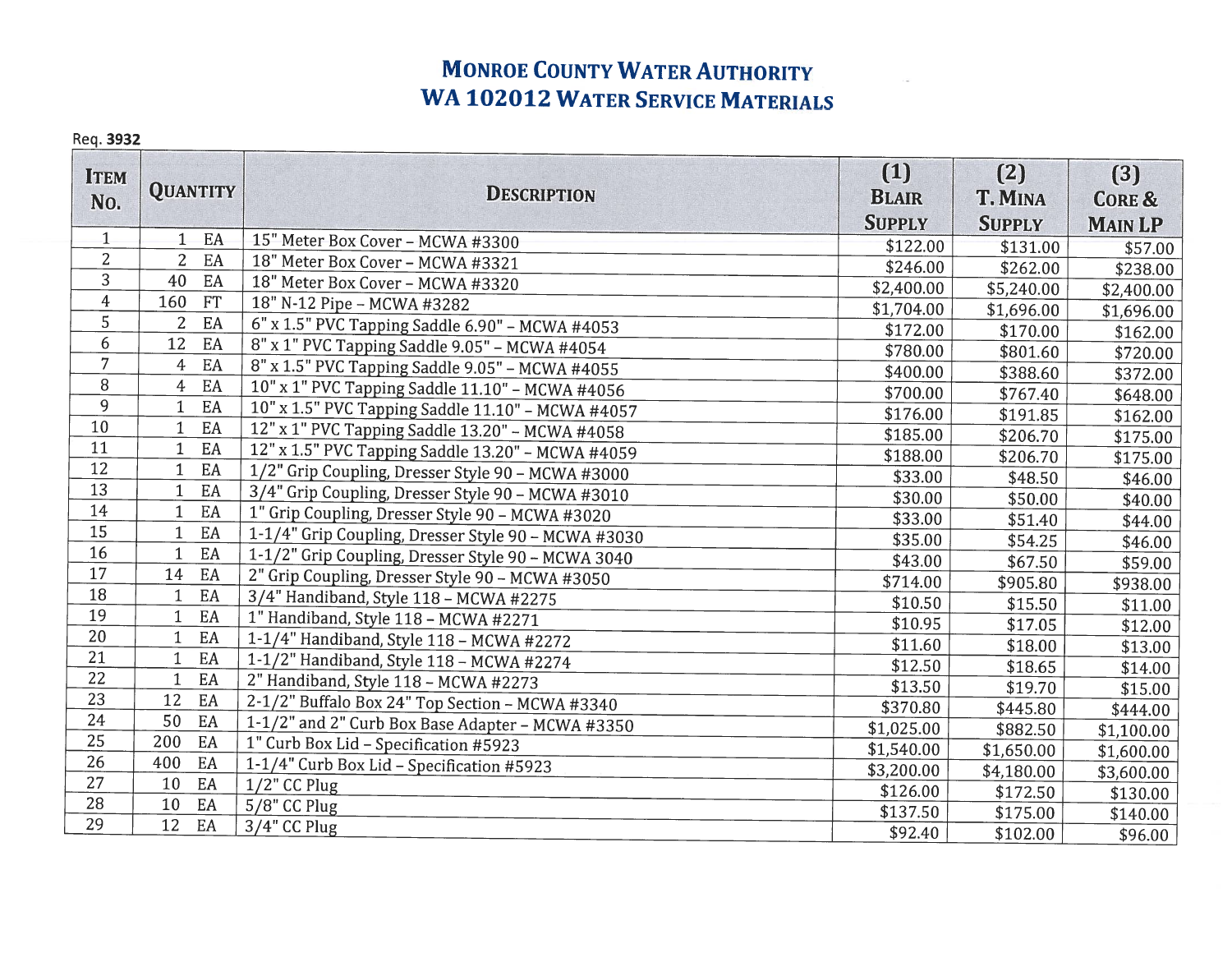# Monroe County Water Authority
## WA 102012 Water Service Materials

Req. **3932**

| Item No. | Quantity | | Description | (1) Blair Supply | (2) T. Mina Supply | (3) Core & Main LP |
|---|---|---|---|---|---|---|
| 1 | 1 | EA | 15" Meter Box Cover – MCWA #3300 | $122.00 | $131.00 | $57.00 |
| 2 | 2 | EA | 18" Meter Box Cover – MCWA #3321 | $246.00 | $262.00 | $238.00 |
| 3 | 40 | EA | 18" Meter Box Cover – MCWA #3320 | $2,400.00 | $5,240.00 | $2,400.00 |
| 4 | 160 | FT | 18" N-12 Pipe – MCWA #3282 | $1,704.00 | $1,696.00 | $1,696.00 |
| 5 | 2 | EA | 6" x 1.5" PVC Tapping Saddle 6.90" – MCWA #4053 | $172.00 | $170.00 | $162.00 |
| 6 | 12 | EA | 8" x 1" PVC Tapping Saddle 9.05" – MCWA #4054 | $780.00 | $801.60 | $720.00 |
| 7 | 4 | EA | 8" x 1.5" PVC Tapping Saddle 9.05" – MCWA #4055 | $400.00 | $388.60 | $372.00 |
| 8 | 4 | EA | 10" x 1" PVC Tapping Saddle 11.10" – MCWA #4056 | $700.00 | $767.40 | $648.00 |
| 9 | 1 | EA | 10" x 1.5" PVC Tapping Saddle 11.10" – MCWA #4057 | $176.00 | $191.85 | $162.00 |
| 10 | 1 | EA | 12" x 1" PVC Tapping Saddle 13.20" – MCWA #4058 | $185.00 | $206.70 | $175.00 |
| 11 | 1 | EA | 12" x 1.5" PVC Tapping Saddle 13.20" – MCWA #4059 | $188.00 | $206.70 | $175.00 |
| 12 | 1 | EA | 1/2" Grip Coupling, Dresser Style 90 – MCWA #3000 | $33.00 | $48.50 | $46.00 |
| 13 | 1 | EA | 3/4" Grip Coupling, Dresser Style 90 – MCWA #3010 | $30.00 | $50.00 | $40.00 |
| 14 | 1 | EA | 1" Grip Coupling, Dresser Style 90 – MCWA #3020 | $33.00 | $51.40 | $44.00 |
| 15 | 1 | EA | 1-1/4" Grip Coupling, Dresser Style 90 – MCWA #3030 | $35.00 | $54.25 | $46.00 |
| 16 | 1 | EA | 1-1/2" Grip Coupling, Dresser Style 90 – MCWA 3040 | $43.00 | $67.50 | $59.00 |
| 17 | 14 | EA | 2" Grip Coupling, Dresser Style 90 – MCWA #3050 | $714.00 | $905.80 | $938.00 |
| 18 | 1 | EA | 3/4" Handiband, Style 118 – MCWA #2275 | $10.50 | $15.50 | $11.00 |
| 19 | 1 | EA | 1" Handiband, Style 118 – MCWA #2271 | $10.95 | $17.05 | $12.00 |
| 20 | 1 | EA | 1-1/4" Handiband, Style 118 – MCWA #2272 | $11.60 | $18.00 | $13.00 |
| 21 | 1 | EA | 1-1/2" Handiband, Style 118 – MCWA #2274 | $12.50 | $18.65 | $14.00 |
| 22 | 1 | EA | 2" Handiband, Style 118 – MCWA #2273 | $13.50 | $19.70 | $15.00 |
| 23 | 12 | EA | 2-1/2" Buffalo Box 24" Top Section – MCWA #3340 | $370.80 | $445.80 | $444.00 |
| 24 | 50 | EA | 1-1/2" and 2" Curb Box Base Adapter – MCWA #3350 | $1,025.00 | $882.50 | $1,100.00 |
| 25 | 200 | EA | 1" Curb Box Lid – Specification #5923 | $1,540.00 | $1,650.00 | $1,600.00 |
| 26 | 400 | EA | 1-1/4" Curb Box Lid – Specification #5923 | $3,200.00 | $4,180.00 | $3,600.00 |
| 27 | 10 | EA | 1/2" CC Plug | $126.00 | $172.50 | $130.00 |
| 28 | 10 | EA | 5/8" CC Plug | $137.50 | $175.00 | $140.00 |
| 29 | 12 | EA | 3/4" CC Plug | $92.40 | $102.00 | $96.00 |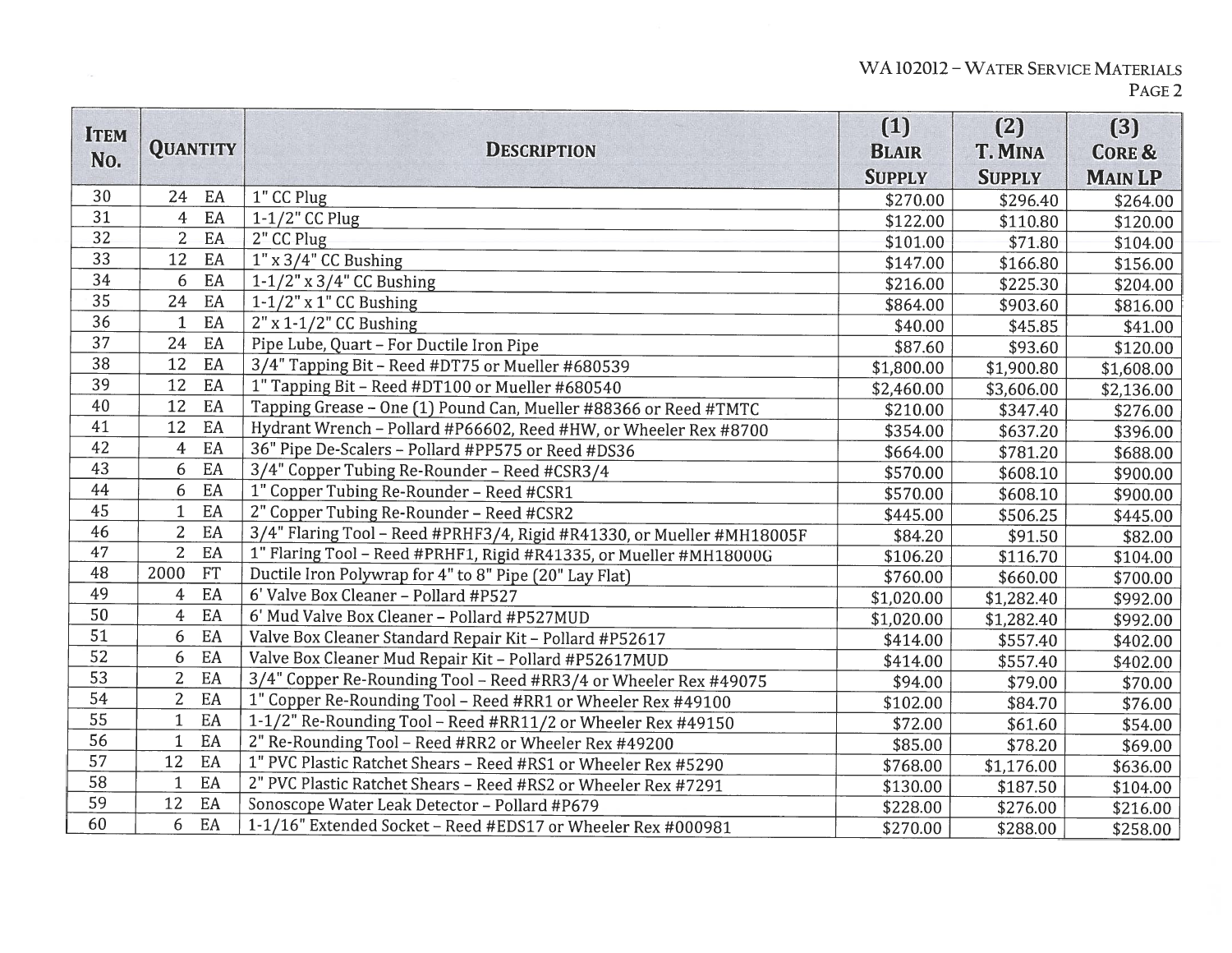| Item No. | Quantity | | Description | (1) Blair Supply | (2) T. Mina Supply | (3) Core & Main LP |
|---|---|---|---|---|---|---|
| 30 | 24 | EA | 1" CC Plug | $270.00 | $296.40 | $264.00 |
| 31 | 4 | EA | 1-1/2" CC Plug | $122.00 | $110.80 | $120.00 |
| 32 | 2 | EA | 2" CC Plug | $101.00 | $71.80 | $104.00 |
| 33 | 12 | EA | 1" x 3/4" CC Bushing | $147.00 | $166.80 | $156.00 |
| 34 | 6 | EA | 1-1/2" x 3/4" CC Bushing | $216.00 | $225.30 | $204.00 |
| 35 | 24 | EA | 1-1/2" x 1" CC Bushing | $864.00 | $903.60 | $816.00 |
| 36 | 1 | EA | 2" x 1-1/2" CC Bushing | $40.00 | $45.85 | $41.00 |
| 37 | 24 | EA | Pipe Lube, Quart – For Ductile Iron Pipe | $87.60 | $93.60 | $120.00 |
| 38 | 12 | EA | 3/4" Tapping Bit – Reed #DT75 or Mueller #680539 | $1,800.00 | $1,900.80 | $1,608.00 |
| 39 | 12 | EA | 1" Tapping Bit – Reed #DT100 or Mueller #680540 | $2,460.00 | $3,606.00 | $2,136.00 |
| 40 | 12 | EA | Tapping Grease – One (1) Pound Can, Mueller #88366 or Reed #TMTC | $210.00 | $347.40 | $276.00 |
| 41 | 12 | EA | Hydrant Wrench – Pollard #P66602, Reed #HW, or Wheeler Rex #8700 | $354.00 | $637.20 | $396.00 |
| 42 | 4 | EA | 36" Pipe De-Scalers – Pollard #PP575 or Reed #DS36 | $664.00 | $781.20 | $688.00 |
| 43 | 6 | EA | 3/4" Copper Tubing Re-Rounder – Reed #CSR3/4 | $570.00 | $608.10 | $900.00 |
| 44 | 6 | EA | 1" Copper Tubing Re-Rounder – Reed #CSR1 | $570.00 | $608.10 | $900.00 |
| 45 | 1 | EA | 2" Copper Tubing Re-Rounder – Reed #CSR2 | $445.00 | $506.25 | $445.00 |
| 46 | 2 | EA | 3/4" Flaring Tool – Reed #PRHF3/4, Rigid #R41330, or Mueller #MH18005F | $84.20 | $91.50 | $82.00 |
| 47 | 2 | EA | 1" Flaring Tool – Reed #PRHF1, Rigid #R41335, or Mueller #MH18000G | $106.20 | $116.70 | $104.00 |
| 48 | 2000 | FT | Ductile Iron Polywrap for 4" to 8" Pipe (20" Lay Flat) | $760.00 | $660.00 | $700.00 |
| 49 | 4 | EA | 6' Valve Box Cleaner – Pollard #P527 | $1,020.00 | $1,282.40 | $992.00 |
| 50 | 4 | EA | 6' Mud Valve Box Cleaner – Pollard #P527MUD | $1,020.00 | $1,282.40 | $992.00 |
| 51 | 6 | EA | Valve Box Cleaner Standard Repair Kit – Pollard #P52617 | $414.00 | $557.40 | $402.00 |
| 52 | 6 | EA | Valve Box Cleaner Mud Repair Kit – Pollard #P52617MUD | $414.00 | $557.40 | $402.00 |
| 53 | 2 | EA | 3/4" Copper Re-Rounding Tool – Reed #RR3/4 or Wheeler Rex #49075 | $94.00 | $79.00 | $70.00 |
| 54 | 2 | EA | 1" Copper Re-Rounding Tool – Reed #RR1 or Wheeler Rex #49100 | $102.00 | $84.70 | $76.00 |
| 55 | 1 | EA | 1-1/2" Re-Rounding Tool – Reed #RR11/2 or Wheeler Rex #49150 | $72.00 | $61.60 | $54.00 |
| 56 | 1 | EA | 2" Re-Rounding Tool – Reed #RR2 or Wheeler Rex #49200 | $85.00 | $78.20 | $69.00 |
| 57 | 12 | EA | 1" PVC Plastic Ratchet Shears – Reed #RS1 or Wheeler Rex #5290 | $768.00 | $1,176.00 | $636.00 |
| 58 | 1 | EA | 2" PVC Plastic Ratchet Shears – Reed #RS2 or Wheeler Rex #7291 | $130.00 | $187.50 | $104.00 |
| 59 | 12 | EA | Sonoscope Water Leak Detector – Pollard #P679 | $228.00 | $276.00 | $216.00 |
| 60 | 6 | EA | 1-1/16" Extended Socket – Reed #EDS17 or Wheeler Rex #000981 | $270.00 | $288.00 | $258.00 |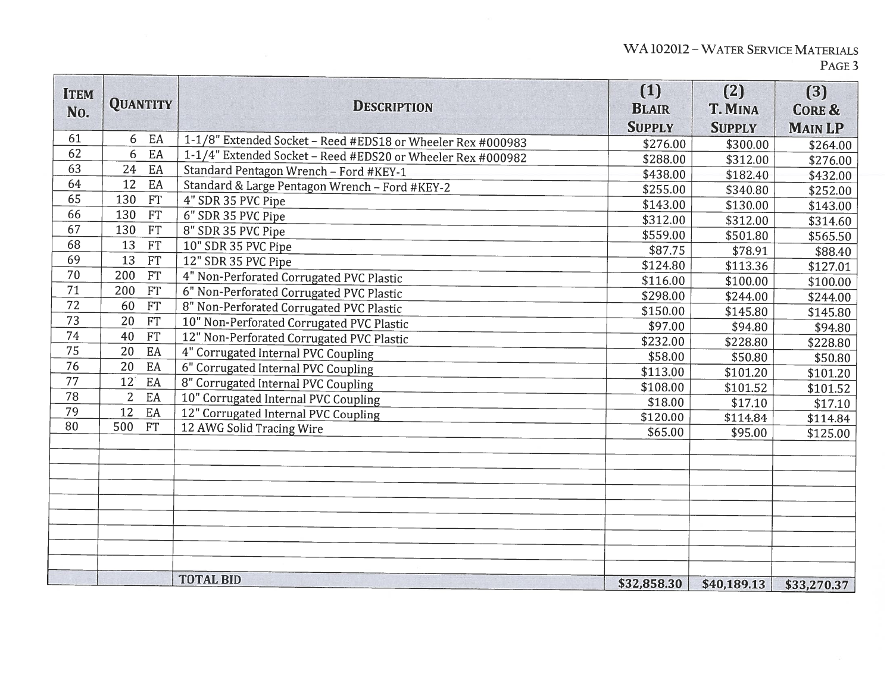| Item No. | Quantity | | Description | (1) Blair Supply | (2) T. Mina Supply | (3) Core & Main LP |
|---|---|---|---|---|---|---|
| 61 | 6 | EA | 1-1/8" Extended Socket – Reed #EDS18 or Wheeler Rex #000983 | $276.00 | $300.00 | $264.00 |
| 62 | 6 | EA | 1-1/4" Extended Socket – Reed #EDS20 or Wheeler Rex #000982 | $288.00 | $312.00 | $276.00 |
| 63 | 24 | EA | Standard Pentagon Wrench – Ford #KEY-1 | $438.00 | $182.40 | $432.00 |
| 64 | 12 | EA | Standard & Large Pentagon Wrench – Ford #KEY-2 | $255.00 | $340.80 | $252.00 |
| 65 | 130 | FT | 4" SDR 35 PVC Pipe | $143.00 | $130.00 | $143.00 |
| 66 | 130 | FT | 6" SDR 35 PVC Pipe | $312.00 | $312.00 | $314.60 |
| 67 | 130 | FT | 8" SDR 35 PVC Pipe | $559.00 | $501.80 | $565.50 |
| 68 | 13 | FT | 10" SDR 35 PVC Pipe | $87.75 | $78.91 | $88.40 |
| 69 | 13 | FT | 12" SDR 35 PVC Pipe | $124.80 | $113.36 | $127.01 |
| 70 | 200 | FT | 4" Non-Perforated Corrugated PVC Plastic | $116.00 | $100.00 | $100.00 |
| 71 | 200 | FT | 6" Non-Perforated Corrugated PVC Plastic | $298.00 | $244.00 | $244.00 |
| 72 | 60 | FT | 8" Non-Perforated Corrugated PVC Plastic | $150.00 | $145.80 | $145.80 |
| 73 | 20 | FT | 10" Non-Perforated Corrugated PVC Plastic | $97.00 | $94.80 | $94.80 |
| 74 | 40 | FT | 12" Non-Perforated Corrugated PVC Plastic | $232.00 | $228.80 | $228.80 |
| 75 | 20 | EA | 4" Corrugated Internal PVC Coupling | $58.00 | $50.80 | $50.80 |
| 76 | 20 | EA | 6" Corrugated Internal PVC Coupling | $113.00 | $101.20 | $101.20 |
| 77 | 12 | EA | 8" Corrugated Internal PVC Coupling | $108.00 | $101.52 | $101.52 |
| 78 | 2 | EA | 10" Corrugated Internal PVC Coupling | $18.00 | $17.10 | $17.10 |
| 79 | 12 | EA | 12" Corrugated Internal PVC Coupling | $120.00 | $114.84 | $114.84 |
| 80 | 500 | FT | 12 AWG Solid Tracing Wire | $65.00 | $95.00 | $125.00 |
| | | | **TOTAL BID** | **$32,858.30** | **$40,189.13** | **$33,270.37** |